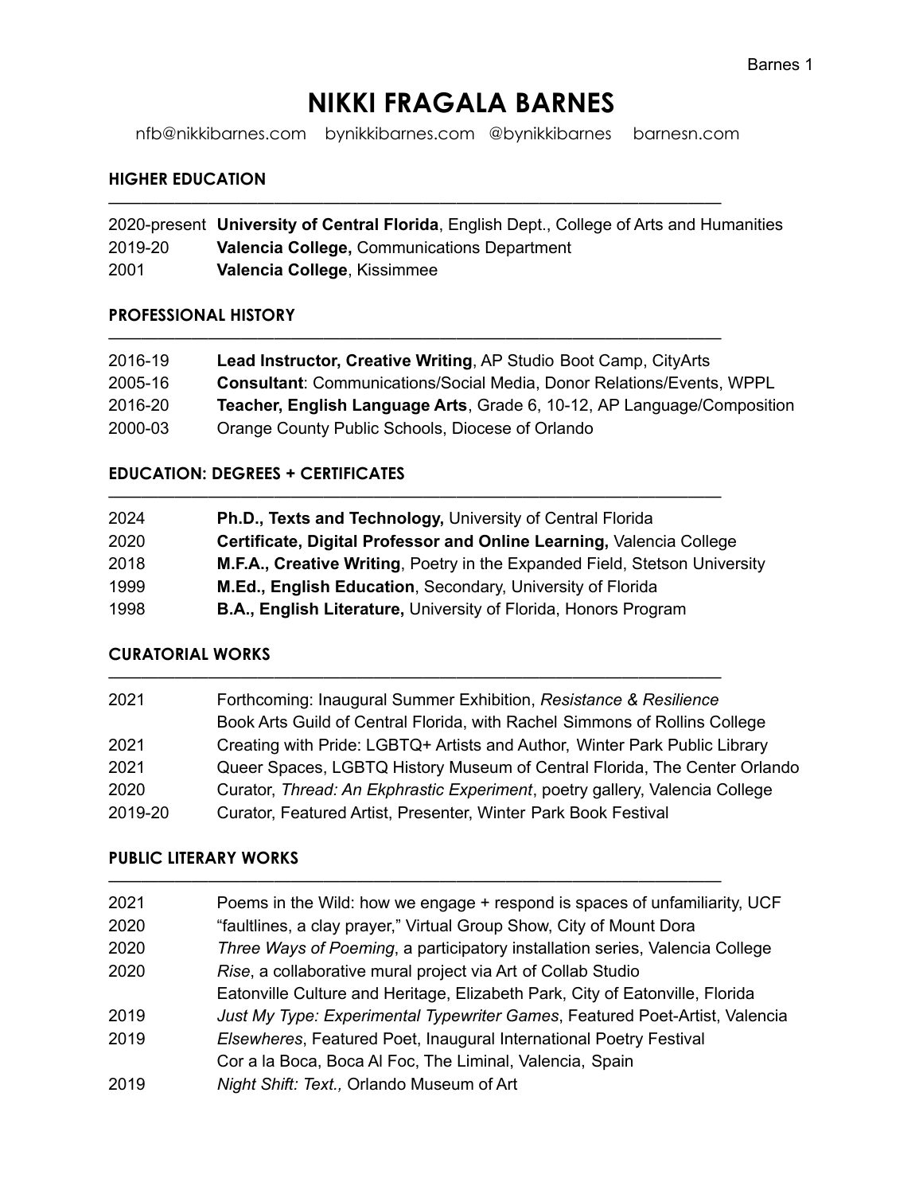# NIKKI FRAGALA BARNES

nfb@nikkibarnes.com bynikkibarnes.com @bynikkibarnes barnesn.com

## HIGHER EDUCATION

| | |
|---|---|
| 2020-present | **University of Central Florida**, English Dept., College of Arts and Humanities |
| 2019-20 | **Valencia College,** Communications Department |
| 2001 | **Valencia College**, Kissimmee |

## PROFESSIONAL HISTORY

| | |
|---|---|
| 2016-19 | **Lead Instructor, Creative Writing**, AP Studio Boot Camp, CityArts |
| 2005-16 | **Consultant**: Communications/Social Media, Donor Relations/Events, WPPL |
| 2016-20 | **Teacher, English Language Arts**, Grade 6, 10-12, AP Language/Composition |
| 2000-03 | Orange County Public Schools, Diocese of Orlando |

## EDUCATION: DEGREES + CERTIFICATES

| | |
|---|---|
| 2024 | **Ph.D., Texts and Technology,** University of Central Florida |
| 2020 | **Certificate, Digital Professor and Online Learning,** Valencia College |
| 2018 | **M.F.A., Creative Writing**, Poetry in the Expanded Field, Stetson University |
| 1999 | **M.Ed., English Education**, Secondary, University of Florida |
| 1998 | **B.A., English Literature,** University of Florida, Honors Program |

## CURATORIAL WORKS

| | |
|---|---|
| 2021 | Forthcoming: Inaugural Summer Exhibition, *Resistance & Resilience*<br>Book Arts Guild of Central Florida, with Rachel Simmons of Rollins College |
| 2021 | Creating with Pride: LGBTQ+ Artists and Author, Winter Park Public Library |
| 2021 | Queer Spaces, LGBTQ History Museum of Central Florida, The Center Orlando |
| 2020 | Curator, *Thread: An Ekphrastic Experiment*, poetry gallery, Valencia College |
| 2019-20 | Curator, Featured Artist, Presenter, Winter Park Book Festival |

## PUBLIC LITERARY WORKS

| | |
|---|---|
| 2021 | Poems in the Wild: how we engage + respond is spaces of unfamiliarity, UCF |
| 2020 | "faultlines, a clay prayer," Virtual Group Show, City of Mount Dora |
| 2020 | *Three Ways of Poeming*, a participatory installation series, Valencia College |
| 2020 | *Rise*, a collaborative mural project via Art of Collab Studio<br>Eatonville Culture and Heritage, Elizabeth Park, City of Eatonville, Florida |
| 2019 | *Just My Type: Experimental Typewriter Games*, Featured Poet-Artist, Valencia |
| 2019 | *Elsewheres*, Featured Poet, Inaugural International Poetry Festival<br>Cor a la Boca, Boca Al Foc, The Liminal, Valencia, Spain |
| 2019 | *Night Shift: Text.,* Orlando Museum of Art |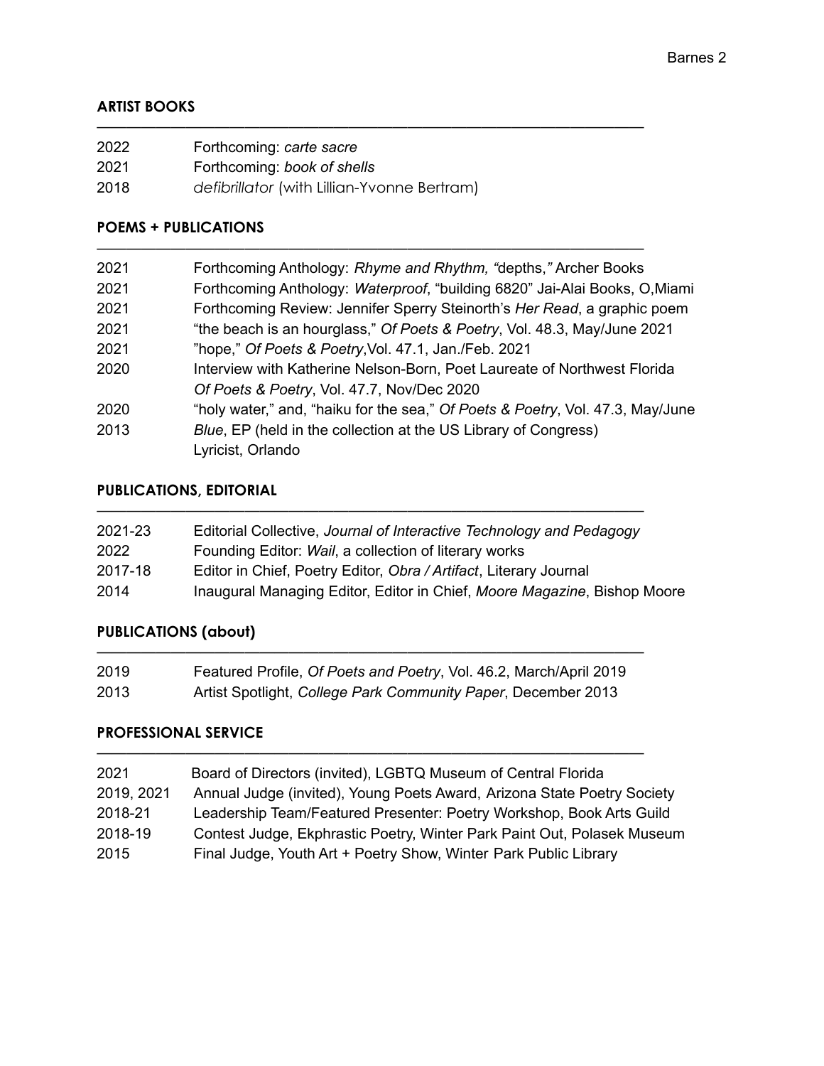## ARTIST BOOKS

| | |
|---|---|
| 2022 | Forthcoming: *carte sacre* |
| 2021 | Forthcoming: *book of shells* |
| 2018 | *defibrillator* (with Lillian-Yvonne Bertram) |

## POEMS + PUBLICATIONS

| | |
|---|---|
| 2021 | Forthcoming Anthology: *Rhyme and Rhythm, "*depths,*"* Archer Books |
| 2021 | Forthcoming Anthology: *Waterproof*, "building 6820" Jai-Alai Books, O,Miami |
| 2021 | Forthcoming Review: Jennifer Sperry Steinorth's *Her Read*, a graphic poem |
| 2021 | "the beach is an hourglass," *Of Poets & Poetry*, Vol. 48.3, May/June 2021 |
| 2021 | "hope," *Of Poets & Poetry*,Vol. 47.1, Jan./Feb. 2021 |
| 2020 | Interview with Katherine Nelson-Born, Poet Laureate of Northwest Florida *Of Poets & Poetry*, Vol. 47.7, Nov/Dec 2020 |
| 2020 | "holy water," and, "haiku for the sea," *Of Poets & Poetry*, Vol. 47.3, May/June |
| 2013 | *Blue*, EP (held in the collection at the US Library of Congress) Lyricist, Orlando |

## PUBLICATIONS, EDITORIAL

| | |
|---|---|
| 2021-23 | Editorial Collective, *Journal of Interactive Technology and Pedagogy* |
| 2022 | Founding Editor: *Wail*, a collection of literary works |
| 2017-18 | Editor in Chief, Poetry Editor, *Obra / Artifact*, Literary Journal |
| 2014 | Inaugural Managing Editor, Editor in Chief, *Moore Magazine*, Bishop Moore |

## PUBLICATIONS (about)

| | |
|---|---|
| 2019 | Featured Profile, *Of Poets and Poetry*, Vol. 46.2, March/April 2019 |
| 2013 | Artist Spotlight, *College Park Community Paper*, December 2013 |

## PROFESSIONAL SERVICE

| | |
|---|---|
| 2021 | Board of Directors (invited), LGBTQ Museum of Central Florida |
| 2019, 2021 | Annual Judge (invited), Young Poets Award, Arizona State Poetry Society |
| 2018-21 | Leadership Team/Featured Presenter: Poetry Workshop, Book Arts Guild |
| 2018-19 | Contest Judge, Ekphrastic Poetry, Winter Park Paint Out, Polasek Museum |
| 2015 | Final Judge, Youth Art + Poetry Show, Winter Park Public Library |